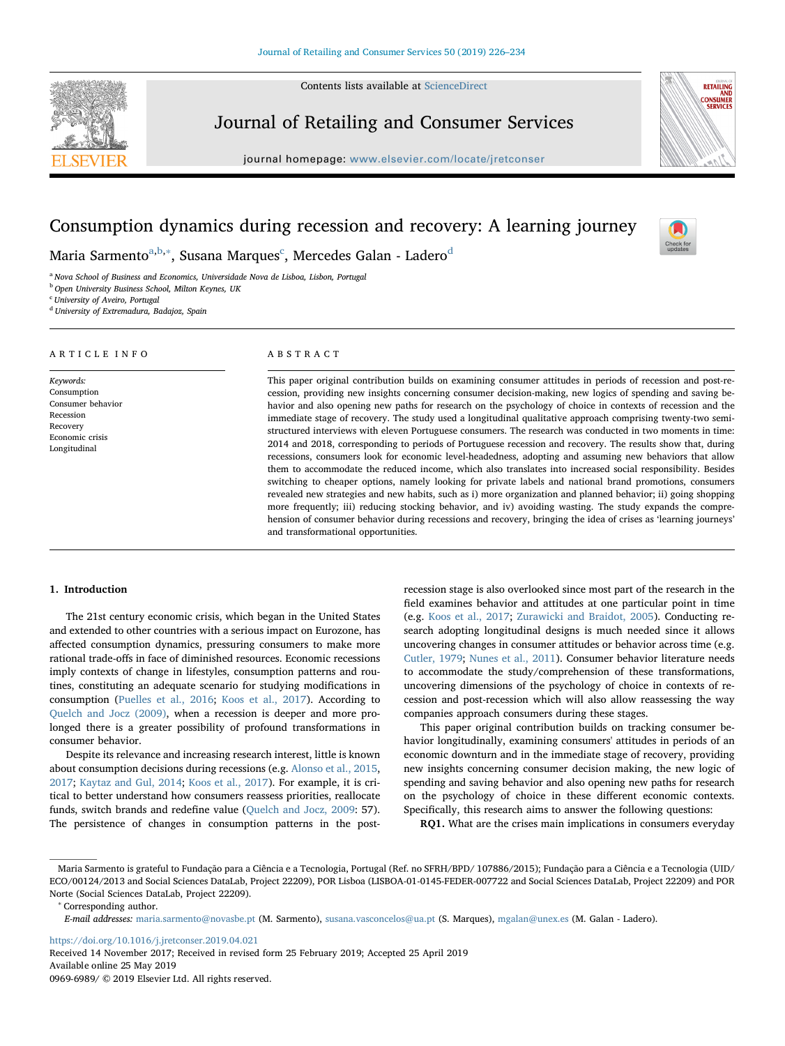# Consumption dynamics during recession and recovery: A learning journey

Maria Sarmento[a,b,*], Susana Marques[c], Mercedes Galan - Ladero[d]

[a] Nova School of Business and Economics, Universidade Nova de Lisboa, Lisbon, Portugal
[b] Open University Business School, Milton Keynes, UK
[c] University of Aveiro, Portugal
[d] University of Extremadura, Badajoz, Spain

## ARTICLE INFO

*Keywords:*
Consumption
Consumer behavior
Recession
Recovery
Economic crisis
Longitudinal

## ABSTRACT

This paper original contribution builds on examining consumer attitudes in periods of recession and post-recession, providing new insights concerning consumer decision-making, new logics of spending and saving behavior and also opening new paths for research on the psychology of choice in contexts of recession and the immediate stage of recovery. The study used a longitudinal qualitative approach comprising twenty-two semi-structured interviews with eleven Portuguese consumers. The research was conducted in two moments in time: 2014 and 2018, corresponding to periods of Portuguese recession and recovery. The results show that, during recessions, consumers look for economic level-headedness, adopting and assuming new behaviors that allow them to accommodate the reduced income, which also translates into increased social responsibility. Besides switching to cheaper options, namely looking for private labels and national brand promotions, consumers revealed new strategies and new habits, such as i) more organization and planned behavior; ii) going shopping more frequently; iii) reducing stocking behavior, and iv) avoiding wasting. The study expands the comprehension of consumer behavior during recessions and recovery, bringing the idea of crises as 'learning journeys' and transformational opportunities.

## 1. Introduction

The 21st century economic crisis, which began in the United States and extended to other countries with a serious impact on Eurozone, has affected consumption dynamics, pressuring consumers to make more rational trade-offs in face of diminished resources. Economic recessions imply contexts of change in lifestyles, consumption patterns and routines, constituting an adequate scenario for studying modifications in consumption (Puelles et al., 2016; Koos et al., 2017). According to Quelch and Jocz (2009), when a recession is deeper and more prolonged there is a greater possibility of profound transformations in consumer behavior.

Despite its relevance and increasing research interest, little is known about consumption decisions during recessions (e.g. Alonso et al., 2015, 2017; Kaytaz and Gul, 2014; Koos et al., 2017). For example, it is critical to better understand how consumers reassess priorities, reallocate funds, switch brands and redefine value (Quelch and Jocz, 2009: 57). The persistence of changes in consumption patterns in the post-recession stage is also overlooked since most part of the research in the field examines behavior and attitudes at one particular point in time (e.g. Koos et al., 2017; Zurawicki and Braidot, 2005). Conducting research adopting longitudinal designs is much needed since it allows uncovering changes in consumer attitudes or behavior across time (e.g. Cutler, 1979; Nunes et al., 2011). Consumer behavior literature needs to accommodate the study/comprehension of these transformations, uncovering dimensions of the psychology of choice in contexts of recession and post-recession which will also allow reassessing the way companies approach consumers during these stages.

This paper original contribution builds on tracking consumer behavior longitudinally, examining consumers' attitudes in periods of an economic downturn and in the immediate stage of recovery, providing new insights concerning consumer decision making, the new logic of spending and saving behavior and also opening new paths for research on the psychology of choice in these different economic contexts. Specifically, this research aims to answer the following questions:

**RQ1.** What are the crises main implications in consumers everyday

---

Maria Sarmento is grateful to Fundação para a Ciência e a Tecnologia, Portugal (Ref. no SFRH/BPD/ 107886/2015); Fundação para a Ciência e a Tecnologia (UID/ECO/00124/2013 and Social Sciences DataLab, Project 22209), POR Lisboa (LISBOA-01-0145-FEDER-007722 and Social Sciences DataLab, Project 22209) and POR Norte (Social Sciences DataLab, Project 22209).

\* Corresponding author.

*E-mail addresses:* maria.sarmento@novasbe.pt (M. Sarmento), susana.vasconcelos@ua.pt (S. Marques), mgalan@unex.es (M. Galan - Ladero).

https://doi.org/10.1016/j.jretconser.2019.04.021
Received 14 November 2017; Received in revised form 25 February 2019; Accepted 25 April 2019
Available online 25 May 2019
0969-6989/ © 2019 Elsevier Ltd. All rights reserved.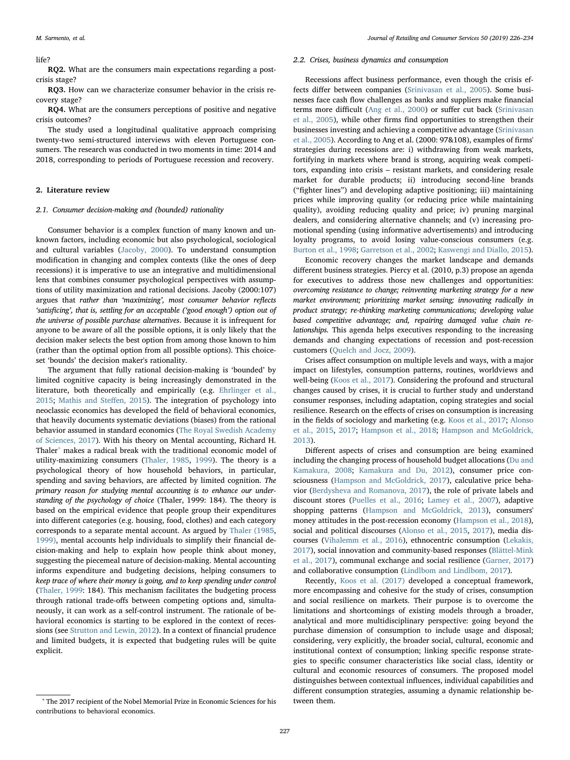life?

**RQ2.** What are the consumers main expectations regarding a post-crisis stage?

**RQ3.** How can we characterize consumer behavior in the crisis recovery stage?

**RQ4.** What are the consumers perceptions of positive and negative crisis outcomes?

The study used a longitudinal qualitative approach comprising twenty-two semi-structured interviews with eleven Portuguese consumers. The research was conducted in two moments in time: 2014 and 2018, corresponding to periods of Portuguese recession and recovery.

## 2. Literature review

### 2.1. Consumer decision-making and (bounded) rationality

Consumer behavior is a complex function of many known and unknown factors, including economic but also psychological, sociological and cultural variables (Jacoby, 2000). To understand consumption modification in changing and complex contexts (like the ones of deep recessions) it is imperative to use an integrative and multidimensional lens that combines consumer psychological perspectives with assumptions of utility maximization and rational decisions. Jacoby (2000:107) argues that *rather than 'maximizing', most consumer behavior reflects 'satisficing', that is, settling for an acceptable ('good enough') option out of the universe of possible purchase alternatives*. Because it is infrequent for anyone to be aware of all the possible options, it is only likely that the decision maker selects the best option from among those known to him (rather than the optimal option from all possible options). This choice-set 'bounds' the decision maker's rationality.

The argument that fully rational decision-making is 'bounded' by limited cognitive capacity is being increasingly demonstrated in the literature, both theoretically and empirically (e.g. Ehrlinger et al., 2015; Mathis and Steffen, 2015). The integration of psychology into neoclassic economics has developed the field of behavioral economics, that heavily documents systematic deviations (biases) from the rational behavior assumed in standard economics (The Royal Swedish Academy of Sciences, 2017). With his theory on Mental accounting, Richard H. Thaler* makes a radical break with the traditional economic model of utility-maximizing consumers (Thaler, 1985, 1999). The theory is a psychological theory of how household behaviors, in particular, spending and saving behaviors, are affected by limited cognition. *The primary reason for studying mental accounting is to enhance our understanding of the psychology of choice* (Thaler, 1999: 184). The theory is based on the empirical evidence that people group their expenditures into different categories (e.g. housing, food, clothes) and each category corresponds to a separate mental account. As argued by Thaler (1985, 1999), mental accounts help individuals to simplify their financial decision-making and help to explain how people think about money, suggesting the piecemeal nature of decision-making. Mental accounting informs expenditure and budgeting decisions, helping consumers to *keep trace of where their money is going, and to keep spending under control* (Thaler, 1999: 184). This mechanism facilitates the budgeting process through rational trade-offs between competing options and, simultaneously, it can work as a self-control instrument. The rationale of behavioral economics is starting to be explored in the context of recessions (see Strutton and Lewin, 2012). In a context of financial prudence and limited budgets, it is expected that budgeting rules will be quite explicit.

### 2.2. Crises, business dynamics and consumption

Recessions affect business performance, even though the crisis effects differ between companies (Srinivasan et al., 2005). Some businesses face cash flow challenges as banks and suppliers make financial terms more difficult (Ang et al., 2000) or suffer cut back (Srinivasan et al., 2005), while other firms find opportunities to strengthen their businesses investing and achieving a competitive advantage (Srinivasan et al., 2005). According to Ang et al. (2000: 97&108), examples of firms' strategies during recessions are: i) withdrawing from weak markets, fortifying in markets where brand is strong, acquiring weak competitors, expanding into crisis – resistant markets, and considering resale market for durable products; ii) introducing second-line brands ("fighter lines") and developing adaptive positioning; iii) maintaining prices while improving quality (or reducing price while maintaining quality), avoiding reducing quality and price; iv) pruning marginal dealers, and considering alternative channels; and (v) increasing promotional spending (using informative advertisements) and introducing loyalty programs, to avoid losing value-conscious consumers (e.g. Burton et al., 1998; Garretson et al., 2002; Kaswengi and Diallo, 2015).

Economic recovery changes the market landscape and demands different business strategies. Piercy et al. (2010, p.3) propose an agenda for executives to address those new challenges and opportunities: *overcoming resistance to change; reinventing marketing strategy for a new market environment; prioritizing market sensing; innovating radically in product strategy; re-thinking marketing communications; developing value based competitive advantage; and, repairing damaged value chain relationships.* This agenda helps executives responding to the increasing demands and changing expectations of recession and post-recession customers (Quelch and Jocz, 2009).

Crises affect consumption on multiple levels and ways, with a major impact on lifestyles, consumption patterns, routines, worldviews and well-being (Koos et al., 2017). Considering the profound and structural changes caused by crises, it is crucial to further study and understand consumer responses, including adaptation, coping strategies and social resilience. Research on the effects of crises on consumption is increasing in the fields of sociology and marketing (e.g. Koos et al., 2017; Alonso et al., 2015, 2017; Hampson et al., 2018; Hampson and McGoldrick, 2013).

Different aspects of crises and consumption are being examined including the changing process of household budget allocations (Du and Kamakura, 2008; Kamakura and Du, 2012), consumer price consciousness (Hampson and McGoldrick, 2017), calculative price behavior (Berdysheva and Romanova, 2017), the role of private labels and discount stores (Puelles et al., 2016; Lamey et al., 2007), adaptive shopping patterns (Hampson and McGoldrick, 2013), consumers' money attitudes in the post-recession economy (Hampson et al., 2018), social and political discourses (Alonso et al., 2015, 2017), media discourses (Vihalemm et al., 2016), ethnocentric consumption (Lekakis, 2017), social innovation and community-based responses (Blättel-Mink et al., 2017), communal exchange and social resilience (Garner, 2017) and collaborative consumption (Lindlbom and Lindlbom, 2017).

Recently, Koos et al. (2017) developed a conceptual framework, more encompassing and cohesive for the study of crises, consumption and social resilience on markets. Their purpose is to overcome the limitations and shortcomings of existing models through a broader, analytical and more multidisciplinary perspective: going beyond the purchase dimension of consumption to include usage and disposal; considering, very explicitly, the broader social, cultural, economic and institutional context of consumption; linking specific response strategies to specific consumer characteristics like social class, identity or cultural and economic resources of consumers. The proposed model distinguishes between contextual influences, individual capabilities and different consumption strategies, assuming a dynamic relationship between them.

---

* The 2017 recipient of the Nobel Memorial Prize in Economic Sciences for his contributions to behavioral economics.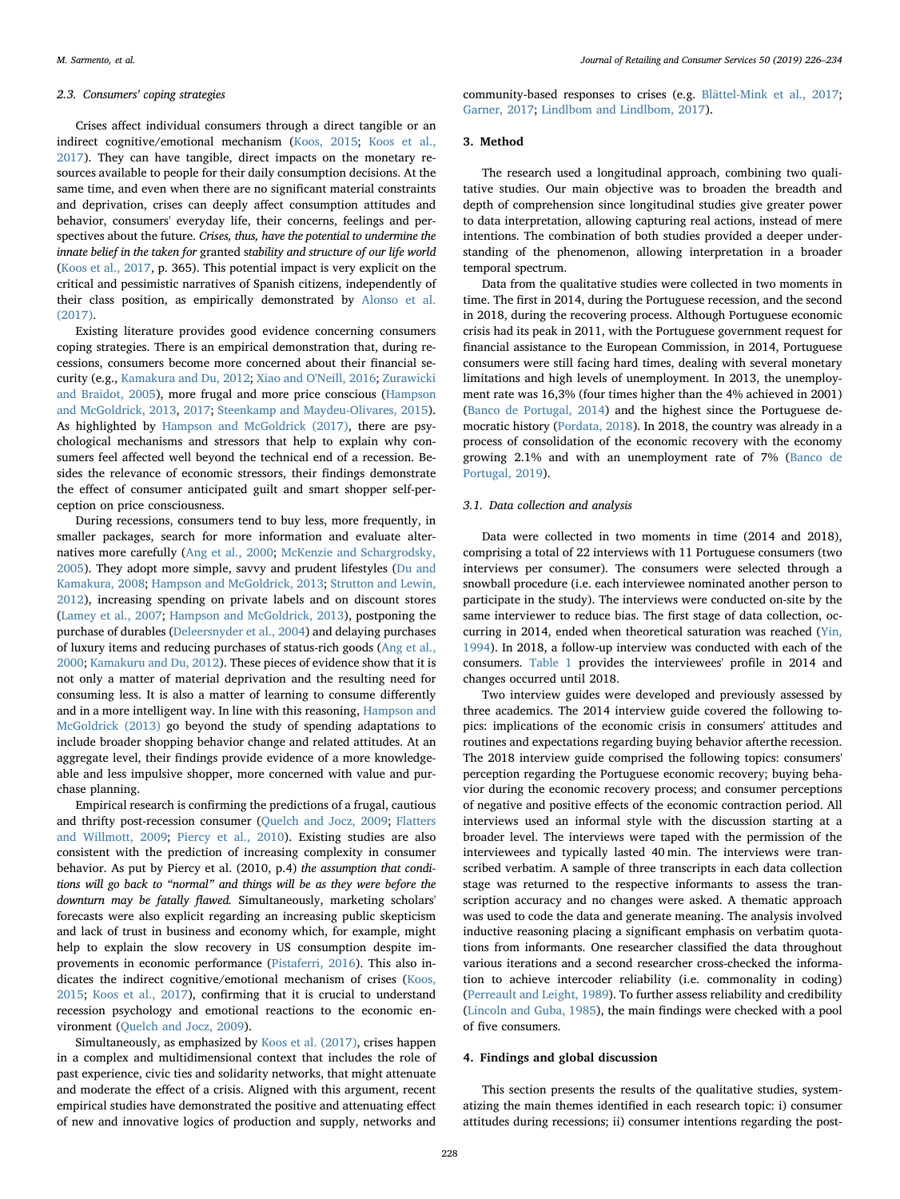### 2.3. Consumers' coping strategies

Crises affect individual consumers through a direct tangible or an indirect cognitive/emotional mechanism (Koos, 2015; Koos et al., 2017). They can have tangible, direct impacts on the monetary resources available to people for their daily consumption decisions. At the same time, and even when there are no significant material constraints and deprivation, crises can deeply affect consumption attitudes and behavior, consumers' everyday life, their concerns, feelings and perspectives about the future. *Crises, thus, have the potential to undermine the innate belief in the taken for* granted *stability and structure of our life world* (Koos et al., 2017, p. 365). This potential impact is very explicit on the critical and pessimistic narratives of Spanish citizens, independently of their class position, as empirically demonstrated by Alonso et al. (2017).

Existing literature provides good evidence concerning consumers coping strategies. There is an empirical demonstration that, during recessions, consumers become more concerned about their financial security (e.g., Kamakura and Du, 2012; Xiao and O'Neill, 2016; Zurawicki and Braidot, 2005), more frugal and more price conscious (Hampson and McGoldrick, 2013, 2017; Steenkamp and Maydeu-Olivares, 2015). As highlighted by Hampson and McGoldrick (2017), there are psychological mechanisms and stressors that help to explain why consumers feel affected well beyond the technical end of a recession. Besides the relevance of economic stressors, their findings demonstrate the effect of consumer anticipated guilt and smart shopper self-perception on price consciousness.

During recessions, consumers tend to buy less, more frequently, in smaller packages, search for more information and evaluate alternatives more carefully (Ang et al., 2000; McKenzie and Schargrodsky, 2005). They adopt more simple, savvy and prudent lifestyles (Du and Kamakura, 2008; Hampson and McGoldrick, 2013; Strutton and Lewin, 2012), increasing spending on private labels and on discount stores (Lamey et al., 2007; Hampson and McGoldrick, 2013), postponing the purchase of durables (Deleersnyder et al., 2004) and delaying purchases of luxury items and reducing purchases of status-rich goods (Ang et al., 2000; Kamakuru and Du, 2012). These pieces of evidence show that it is not only a matter of material deprivation and the resulting need for consuming less. It is also a matter of learning to consume differently and in a more intelligent way. In line with this reasoning, Hampson and McGoldrick (2013) go beyond the study of spending adaptations to include broader shopping behavior change and related attitudes. At an aggregate level, their findings provide evidence of a more knowledgeable and less impulsive shopper, more concerned with value and purchase planning.

Empirical research is confirming the predictions of a frugal, cautious and thrifty post-recession consumer (Quelch and Jocz, 2009; Flatters and Willmott, 2009; Piercy et al., 2010). Existing studies are also consistent with the prediction of increasing complexity in consumer behavior. As put by Piercy et al. (2010, p.4) *the assumption that conditions will go back to "normal" and things will be as they were before the downturn may be fatally flawed.* Simultaneously, marketing scholars' forecasts were also explicit regarding an increasing public skepticism and lack of trust in business and economy which, for example, might help to explain the slow recovery in US consumption despite improvements in economic performance (Pistaferri, 2016). This also indicates the indirect cognitive/emotional mechanism of crises (Koos, 2015; Koos et al., 2017), confirming that it is crucial to understand recession psychology and emotional reactions to the economic environment (Quelch and Jocz, 2009).

Simultaneously, as emphasized by Koos et al. (2017), crises happen in a complex and multidimensional context that includes the role of past experience, civic ties and solidarity networks, that might attenuate and moderate the effect of a crisis. Aligned with this argument, recent empirical studies have demonstrated the positive and attenuating effect of new and innovative logics of production and supply, networks and community-based responses to crises (e.g. Blättel-Mink et al., 2017; Garner, 2017; Lindlbom and Lindlbom, 2017).

## 3. Method

The research used a longitudinal approach, combining two qualitative studies. Our main objective was to broaden the breadth and depth of comprehension since longitudinal studies give greater power to data interpretation, allowing capturing real actions, instead of mere intentions. The combination of both studies provided a deeper understanding of the phenomenon, allowing interpretation in a broader temporal spectrum.

Data from the qualitative studies were collected in two moments in time. The first in 2014, during the Portuguese recession, and the second in 2018, during the recovering process. Although Portuguese economic crisis had its peak in 2011, with the Portuguese government request for financial assistance to the European Commission, in 2014, Portuguese consumers were still facing hard times, dealing with several monetary limitations and high levels of unemployment. In 2013, the unemployment rate was 16,3% (four times higher than the 4% achieved in 2001) (Banco de Portugal, 2014) and the highest since the Portuguese democratic history (Pordata, 2018). In 2018, the country was already in a process of consolidation of the economic recovery with the economy growing 2.1% and with an unemployment rate of 7% (Banco de Portugal, 2019).

### 3.1. Data collection and analysis

Data were collected in two moments in time (2014 and 2018), comprising a total of 22 interviews with 11 Portuguese consumers (two interviews per consumer). The consumers were selected through a snowball procedure (i.e. each interviewee nominated another person to participate in the study). The interviews were conducted on-site by the same interviewer to reduce bias. The first stage of data collection, occurring in 2014, ended when theoretical saturation was reached (Yin, 1994). In 2018, a follow-up interview was conducted with each of the consumers. Table 1 provides the interviewees' profile in 2014 and changes occurred until 2018.

Two interview guides were developed and previously assessed by three academics. The 2014 interview guide covered the following topics: implications of the economic crisis in consumers' attitudes and routines and expectations regarding buying behavior afterthe recession. The 2018 interview guide comprised the following topics: consumers' perception regarding the Portuguese economic recovery; buying behavior during the economic recovery process; and consumer perceptions of negative and positive effects of the economic contraction period. All interviews used an informal style with the discussion starting at a broader level. The interviews were taped with the permission of the interviewees and typically lasted 40 min. The interviews were transcribed verbatim. A sample of three transcripts in each data collection stage was returned to the respective informants to assess the transcription accuracy and no changes were asked. A thematic approach was used to code the data and generate meaning. The analysis involved inductive reasoning placing a significant emphasis on verbatim quotations from informants. One researcher classified the data throughout various iterations and a second researcher cross-checked the information to achieve intercoder reliability (i.e. commonality in coding) (Perreault and Leight, 1989). To further assess reliability and credibility (Lincoln and Guba, 1985), the main findings were checked with a pool of five consumers.

## 4. Findings and global discussion

This section presents the results of the qualitative studies, systematizing the main themes identified in each research topic: i) consumer attitudes during recessions; ii) consumer intentions regarding the post-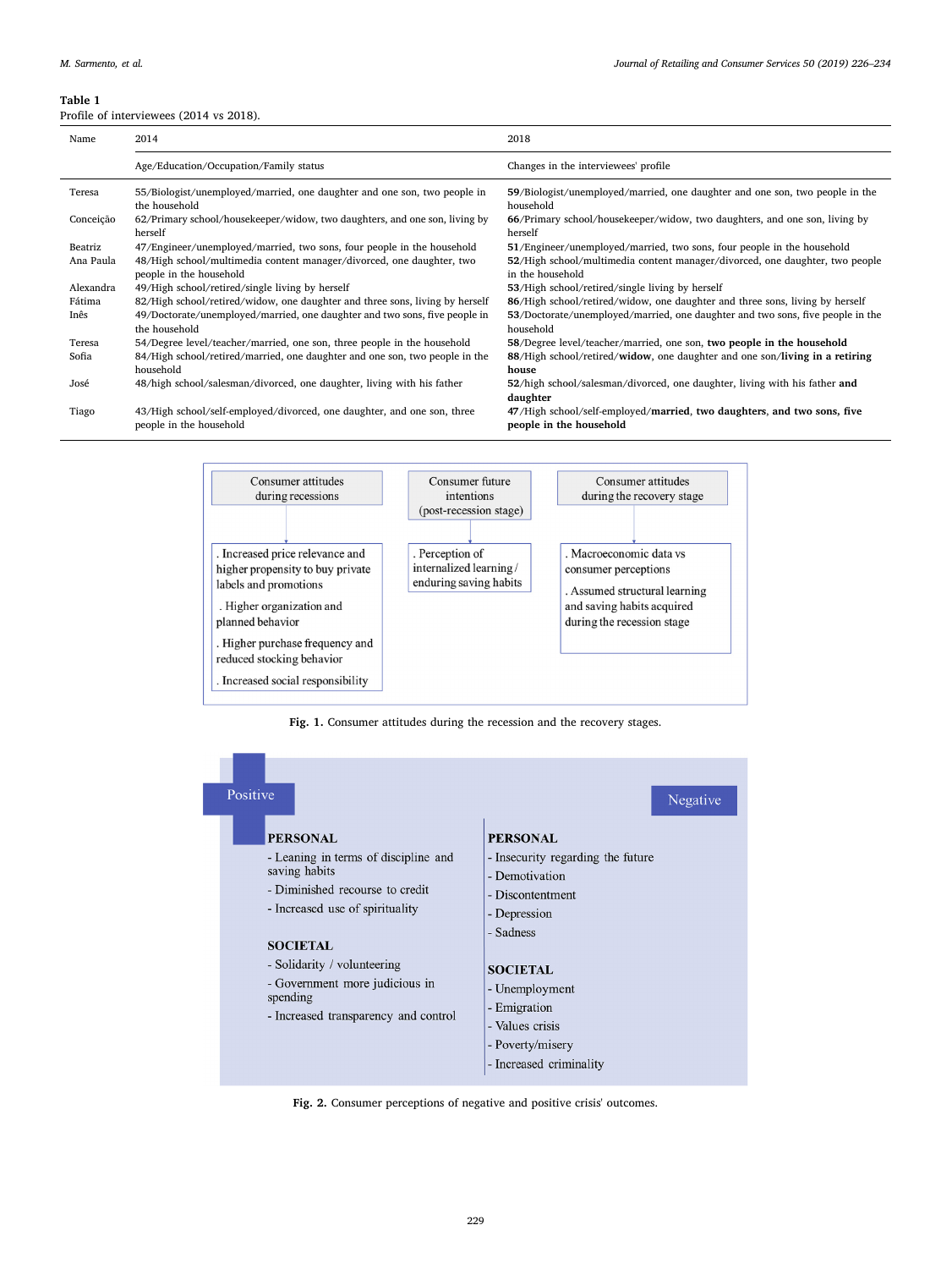**Table 1**
Profile of interviewees (2014 vs 2018).

| Name | 2014 | 2018 |
|---|---|---|
| | Age/Education/Occupation/Family status | Changes in the interviewees' profile |
| Teresa | 55/Biologist/unemployed/married, one daughter and one son, two people in the household | **59**/Biologist/unemployed/married, one daughter and one son, two people in the household |
| Conceição | 62/Primary school/housekeeper/widow, two daughters, and one son, living by herself | **66**/Primary school/housekeeper/widow, two daughters, and one son, living by herself |
| Beatriz | 47/Engineer/unemployed/married, two sons, four people in the household | **51**/Engineer/unemployed/married, two sons, four people in the household |
| Ana Paula | 48/High school/multimedia content manager/divorced, one daughter, two people in the household | **52**/High school/multimedia content manager/divorced, one daughter, two people in the household |
| Alexandra | 49/High school/retired/single living by herself | **53**/High school/retired/single living by herself |
| Fátima | 82/High school/retired/widow, one daughter and three sons, living by herself | **86**/High school/retired/widow, one daughter and three sons, living by herself |
| Inês | 49/Doctorate/unemployed/married, one daughter and two sons, five people in the household | **53**/Doctorate/unemployed/married, one daughter and two sons, five people in the household |
| Teresa | 54/Degree level/teacher/married, one son, three people in the household | **58**/Degree level/teacher/married, one son, **two people in the household** |
| Sofia | 84/High school/retired/married, one daughter and one son, two people in the household | **88**/High school/retired/**widow**, one daughter and one son/**living in a retiring house** |
| José | 48/high school/salesman/divorced, one daughter, living with his father | **52**/high school/salesman/divorced, one daughter, living with his father **and daughter** |
| Tiago | 43/High school/self-employed/divorced, one daughter, and one son, three people in the household | **47**/High school/self-employed/**married**, **two daughters**, **and two sons**, **five people in the household** |

**Consumer attitudes during recessions**
- Increased price relevance and higher propensity to buy private labels and promotions
- Higher organization and planned behavior
- Higher purchase frequency and reduced stocking behavior
- Increased social responsibility

**Consumer future intentions (post-recession stage)**
- Perception of internalized learning / enduring saving habits

**Consumer attitudes during the recovery stage**
- Macroeconomic data vs consumer perceptions
- Assumed structural learning and saving habits acquired during the recession stage

**Fig. 1.** Consumer attitudes during the recession and the recovery stages.

**Positive**

PERSONAL
- Leaning in terms of discipline and saving habits
- Diminished recourse to credit
- Increased use of spirituality

SOCIETAL
- Solidarity / volunteering
- Government more judicious in spending
- Increased transparency and control

**Negative**

PERSONAL
- Insecurity regarding the future
- Demotivation
- Discontentment
- Depression
- Sadness

SOCIETAL
- Unemployment
- Emigration
- Values crisis
- Poverty/misery
- Increased criminality

**Fig. 2.** Consumer perceptions of negative and positive crisis' outcomes.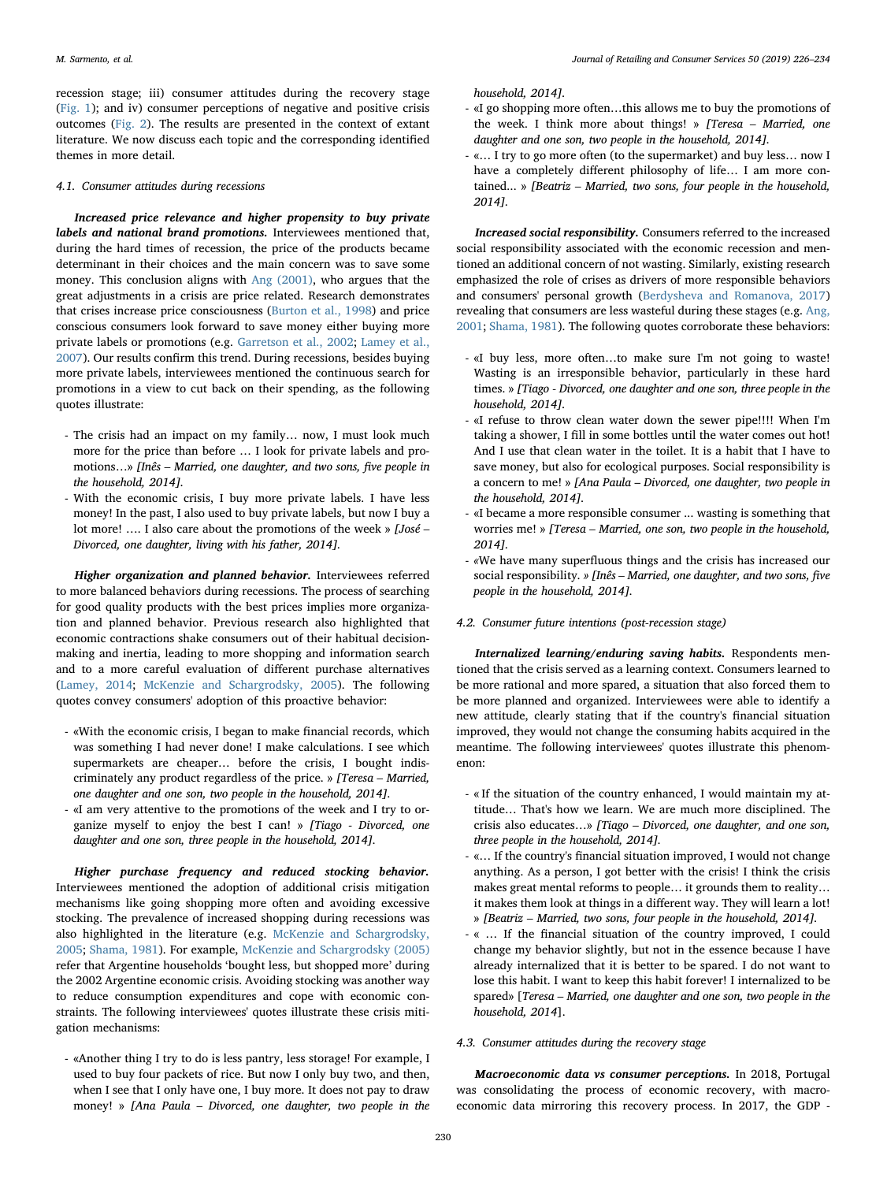recession stage; iii) consumer attitudes during the recovery stage (Fig. 1); and iv) consumer perceptions of negative and positive crisis outcomes (Fig. 2). The results are presented in the context of extant literature. We now discuss each topic and the corresponding identified themes in more detail.

### 4.1. Consumer attitudes during recessions

***Increased price relevance and higher propensity to buy private labels and national brand promotions.*** Interviewees mentioned that, during the hard times of recession, the price of the products became determinant in their choices and the main concern was to save some money. This conclusion aligns with Ang (2001), who argues that the great adjustments in a crisis are price related. Research demonstrates that crises increase price consciousness (Burton et al., 1998) and price conscious consumers look forward to save money either buying more private labels or promotions (e.g. Garretson et al., 2002; Lamey et al., 2007). Our results confirm this trend. During recessions, besides buying more private labels, interviewees mentioned the continuous search for promotions in a view to cut back on their spending, as the following quotes illustrate:

- The crisis had an impact on my family… now, I must look much more for the price than before … I look for private labels and promotions…» *[Inês – Married, one daughter, and two sons, five people in the household, 2014].*
- With the economic crisis, I buy more private labels. I have less money! In the past, I also used to buy private labels, but now I buy a lot more! …. I also care about the promotions of the week » *[José – Divorced, one daughter, living with his father, 2014].*

***Higher organization and planned behavior.*** Interviewees referred to more balanced behaviors during recessions. The process of searching for good quality products with the best prices implies more organization and planned behavior. Previous research also highlighted that economic contractions shake consumers out of their habitual decision-making and inertia, leading to more shopping and information search and to a more careful evaluation of different purchase alternatives (Lamey, 2014; McKenzie and Schargrodsky, 2005). The following quotes convey consumers' adoption of this proactive behavior:

- «With the economic crisis, I began to make financial records, which was something I had never done! I make calculations. I see which supermarkets are cheaper… before the crisis, I bought indiscriminately any product regardless of the price. » *[Teresa – Married, one daughter and one son, two people in the household, 2014].*
- «I am very attentive to the promotions of the week and I try to organize myself to enjoy the best I can! » *[Tiago - Divorced, one daughter and one son, three people in the household, 2014].*

***Higher purchase frequency and reduced stocking behavior.*** Interviewees mentioned the adoption of additional crisis mitigation mechanisms like going shopping more often and avoiding excessive stocking. The prevalence of increased shopping during recessions was also highlighted in the literature (e.g. McKenzie and Schargrodsky, 2005; Shama, 1981). For example, McKenzie and Schargrodsky (2005) refer that Argentine households 'bought less, but shopped more' during the 2002 Argentine economic crisis. Avoiding stocking was another way to reduce consumption expenditures and cope with economic constraints. The following interviewees' quotes illustrate these crisis mitigation mechanisms:

- «Another thing I try to do is less pantry, less storage! For example, I used to buy four packets of rice. But now I only buy two, and then, when I see that I only have one, I buy more. It does not pay to draw money! » *[Ana Paula – Divorced, one daughter, two people in the household, 2014].*
- «I go shopping more often…this allows me to buy the promotions of the week. I think more about things! » *[Teresa – Married, one daughter and one son, two people in the household, 2014].*
- «… I try to go more often (to the supermarket) and buy less… now I have a completely different philosophy of life… I am more contained... » *[Beatriz – Married, two sons, four people in the household, 2014].*

***Increased social responsibility.*** Consumers referred to the increased social responsibility associated with the economic recession and mentioned an additional concern of not wasting. Similarly, existing research emphasized the role of crises as drivers of more responsible behaviors and consumers' personal growth (Berdysheva and Romanova, 2017) revealing that consumers are less wasteful during these stages (e.g. Ang, 2001; Shama, 1981). The following quotes corroborate these behaviors:

- «I buy less, more often…to make sure I'm not going to waste! Wasting is an irresponsible behavior, particularly in these hard times. » *[Tiago - Divorced, one daughter and one son, three people in the household, 2014].*
- «I refuse to throw clean water down the sewer pipe!!!! When I'm taking a shower, I fill in some bottles until the water comes out hot! And I use that clean water in the toilet. It is a habit that I have to save money, but also for ecological purposes. Social responsibility is a concern to me! » *[Ana Paula – Divorced, one daughter, two people in the household, 2014].*
- «I became a more responsible consumer ... wasting is something that worries me! » *[Teresa – Married, one son, two people in the household, 2014].*
- «We have many superfluous things and the crisis has increased our social responsibility. » *[Inês – Married, one daughter, and two sons, five people in the household, 2014].*

### 4.2. Consumer future intentions (post-recession stage)

***Internalized learning/enduring saving habits.*** Respondents mentioned that the crisis served as a learning context. Consumers learned to be more rational and more spared, a situation that also forced them to be more planned and organized. Interviewees were able to identify a new attitude, clearly stating that if the country's financial situation improved, they would not change the consuming habits acquired in the meantime. The following interviewees' quotes illustrate this phenomenon:

- « If the situation of the country enhanced, I would maintain my attitude… That's how we learn. We are much more disciplined. The crisis also educates…» *[Tiago – Divorced, one daughter, and one son, three people in the household, 2014].*
- «… If the country's financial situation improved, I would not change anything. As a person, I got better with the crisis! I think the crisis makes great mental reforms to people… it grounds them to reality… it makes them look at things in a different way. They will learn a lot! » *[Beatriz – Married, two sons, four people in the household, 2014].*
- « … If the financial situation of the country improved, I could change my behavior slightly, but not in the essence because I have already internalized that it is better to be spared. I do not want to lose this habit. I want to keep this habit forever! I internalized to be spared» [*Teresa – Married, one daughter and one son, two people in the household, 2014*].

### 4.3. Consumer attitudes during the recovery stage

***Macroeconomic data vs consumer perceptions.*** In 2018, Portugal was consolidating the process of economic recovery, with macroeconomic data mirroring this recovery process. In 2017, the GDP -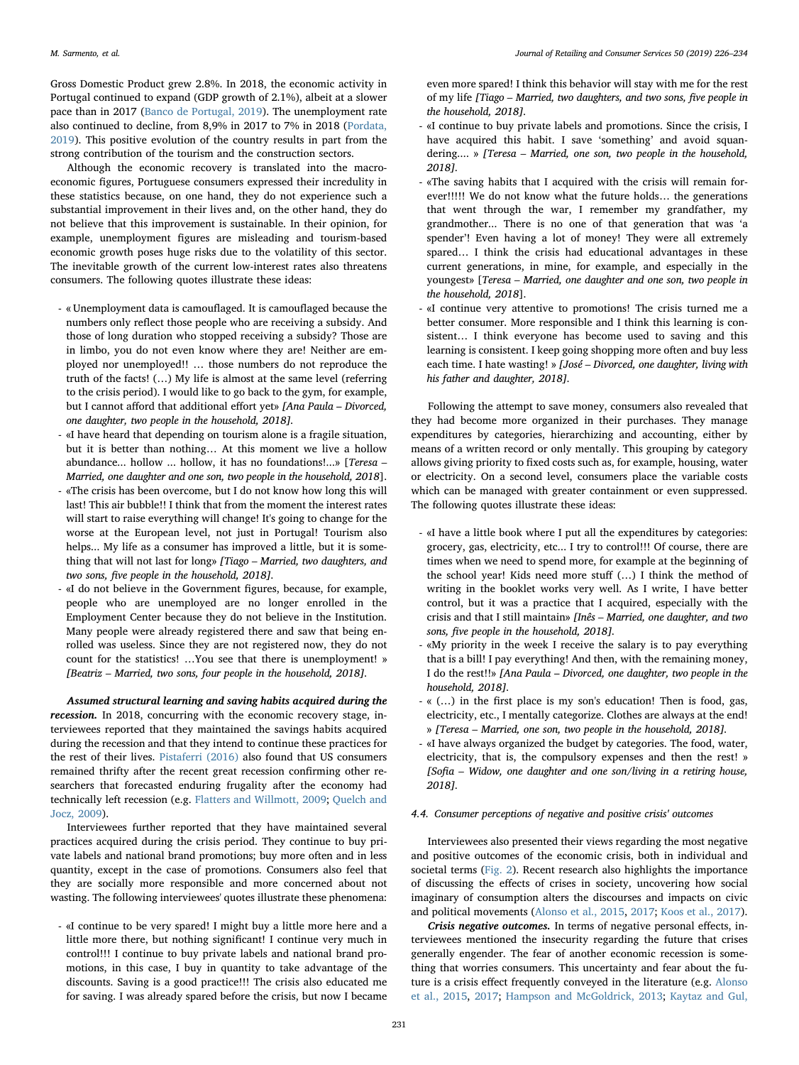Gross Domestic Product grew 2.8%. In 2018, the economic activity in Portugal continued to expand (GDP growth of 2.1%), albeit at a slower pace than in 2017 (Banco de Portugal, 2019). The unemployment rate also continued to decline, from 8,9% in 2017 to 7% in 2018 (Pordata, 2019). This positive evolution of the country results in part from the strong contribution of the tourism and the construction sectors.

Although the economic recovery is translated into the macroeconomic figures, Portuguese consumers expressed their incredulity in these statistics because, on one hand, they do not experience such a substantial improvement in their lives and, on the other hand, they do not believe that this improvement is sustainable. In their opinion, for example, unemployment figures are misleading and tourism-based economic growth poses huge risks due to the volatility of this sector. The inevitable growth of the current low-interest rates also threatens consumers. The following quotes illustrate these ideas:

- « Unemployment data is camouflaged. It is camouflaged because the numbers only reflect those people who are receiving a subsidy. And those of long duration who stopped receiving a subsidy? Those are in limbo, you do not even know where they are! Neither are employed nor unemployed!! … those numbers do not reproduce the truth of the facts! (…) My life is almost at the same level (referring to the crisis period). I would like to go back to the gym, for example, but I cannot afford that additional effort yet» *[Ana Paula – Divorced, one daughter, two people in the household, 2018]*.
- «I have heard that depending on tourism alone is a fragile situation, but it is better than nothing… At this moment we live a hollow abundance... hollow ... hollow, it has no foundations!...» [*Teresa – Married, one daughter and one son, two people in the household, 2018*].
- «The crisis has been overcome, but I do not know how long this will last! This air bubble!! I think that from the moment the interest rates will start to raise everything will change! It's going to change for the worse at the European level, not just in Portugal! Tourism also helps... My life as a consumer has improved a little, but it is something that will not last for long» *[Tiago – Married, two daughters, and two sons, five people in the household, 2018]*.
- «I do not believe in the Government figures, because, for example, people who are unemployed are no longer enrolled in the Employment Center because they do not believe in the Institution. Many people were already registered there and saw that being enrolled was useless. Since they are not registered now, they do not count for the statistics! …You see that there is unemployment! » *[Beatriz – Married, two sons, four people in the household, 2018]*.

***Assumed structural learning and saving habits acquired during the recession.*** In 2018, concurring with the economic recovery stage, interviewees reported that they maintained the savings habits acquired during the recession and that they intend to continue these practices for the rest of their lives. Pistaferri (2016) also found that US consumers remained thrifty after the recent great recession confirming other researchers that forecasted enduring frugality after the economy had technically left recession (e.g. Flatters and Willmott, 2009; Quelch and Jocz, 2009).

Interviewees further reported that they have maintained several practices acquired during the crisis period. They continue to buy private labels and national brand promotions; buy more often and in less quantity, except in the case of promotions. Consumers also feel that they are socially more responsible and more concerned about not wasting. The following interviewees' quotes illustrate these phenomena:

- «I continue to be very spared! I might buy a little more here and a little more there, but nothing significant! I continue very much in control!!! I continue to buy private labels and national brand promotions, in this case, I buy in quantity to take advantage of the discounts. Saving is a good practice!!! The crisis also educated me for saving. I was already spared before the crisis, but now I became even more spared! I think this behavior will stay with me for the rest of my life *[Tiago – Married, two daughters, and two sons, five people in the household, 2018]*.
- «I continue to buy private labels and promotions. Since the crisis, I have acquired this habit. I save 'something' and avoid squandering.... » *[Teresa – Married, one son, two people in the household, 2018]*.
- «The saving habits that I acquired with the crisis will remain forever!!!!! We do not know what the future holds… the generations that went through the war, I remember my grandfather, my grandmother... There is no one of that generation that was 'a spender'! Even having a lot of money! They were all extremely spared… I think the crisis had educational advantages in these current generations, in mine, for example, and especially in the youngest» [*Teresa – Married, one daughter and one son, two people in the household, 2018*].
- «I continue very attentive to promotions! The crisis turned me a better consumer. More responsible and I think this learning is consistent… I think everyone has become used to saving and this learning is consistent. I keep going shopping more often and buy less each time. I hate wasting! » *[José – Divorced, one daughter, living with his father and daughter, 2018]*.

Following the attempt to save money, consumers also revealed that they had become more organized in their purchases. They manage expenditures by categories, hierarchizing and accounting, either by means of a written record or only mentally. This grouping by category allows giving priority to fixed costs such as, for example, housing, water or electricity. On a second level, consumers place the variable costs which can be managed with greater containment or even suppressed. The following quotes illustrate these ideas:

- «I have a little book where I put all the expenditures by categories: grocery, gas, electricity, etc... I try to control!!! Of course, there are times when we need to spend more, for example at the beginning of the school year! Kids need more stuff (…) I think the method of writing in the booklet works very well. As I write, I have better control, but it was a practice that I acquired, especially with the crisis and that I still maintain» *[Inês – Married, one daughter, and two sons, five people in the household, 2018]*.
- «My priority in the week I receive the salary is to pay everything that is a bill! I pay everything! And then, with the remaining money, I do the rest!!» *[Ana Paula – Divorced, one daughter, two people in the household, 2018]*.
- « (…) in the first place is my son's education! Then is food, gas, electricity, etc., I mentally categorize. Clothes are always at the end! » *[Teresa – Married, one son, two people in the household, 2018]*.
- «I have always organized the budget by categories. The food, water, electricity, that is, the compulsory expenses and then the rest! » *[Sofia – Widow, one daughter and one son/living in a retiring house, 2018]*.

#### 4.4. Consumer perceptions of negative and positive crisis' outcomes

Interviewees also presented their views regarding the most negative and positive outcomes of the economic crisis, both in individual and societal terms (Fig. 2). Recent research also highlights the importance of discussing the effects of crises in society, uncovering how social imaginary of consumption alters the discourses and impacts on civic and political movements (Alonso et al., 2015, 2017; Koos et al., 2017).

***Crisis negative outcomes.*** In terms of negative personal effects, interviewees mentioned the insecurity regarding the future that crises generally engender. The fear of another economic recession is something that worries consumers. This uncertainty and fear about the future is a crisis effect frequently conveyed in the literature (e.g. Alonso et al., 2015, 2017; Hampson and McGoldrick, 2013; Kaytaz and Gul,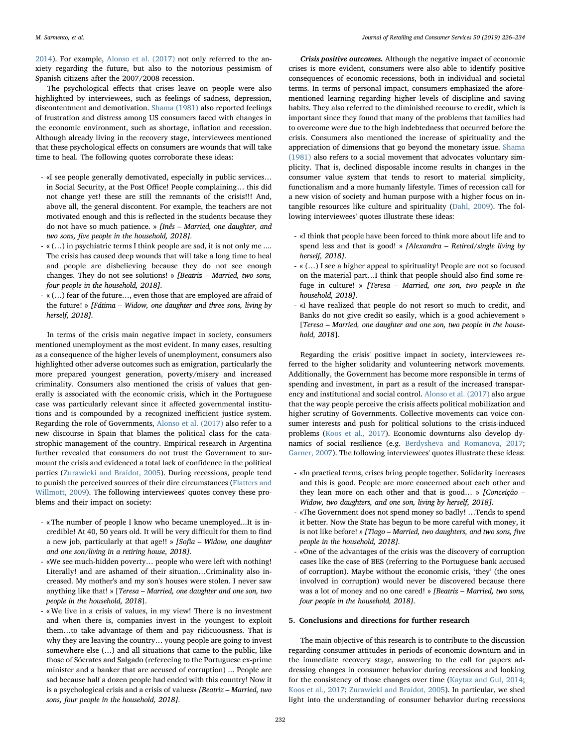2014). For example, Alonso et al. (2017) not only referred to the anxiety regarding the future, but also to the notorious pessimism of Spanish citizens after the 2007/2008 recession.

The psychological effects that crises leave on people were also highlighted by interviewees, such as feelings of sadness, depression, discontentment and demotivation. Shama (1981) also reported feelings of frustration and distress among US consumers faced with changes in the economic environment, such as shortage, inflation and recession. Although already living in the recovery stage, interviewees mentioned that these psychological effects on consumers are wounds that will take time to heal. The following quotes corroborate these ideas:

- «I see people generally demotivated, especially in public services… in Social Security, at the Post Office! People complaining… this did not change yet! these are still the remnants of the crisis!!! And, above all, the general discontent. For example, the teachers are not motivated enough and this is reflected in the students because they do not have so much patience. » *[Inês – Married, one daughter, and two sons, five people in the household, 2018].*
- « (…) in psychiatric terms I think people are sad, it is not only me .... The crisis has caused deep wounds that will take a long time to heal and people are disbelieving because they do not see enough changes. They do not see solutions! » *[Beatriz – Married, two sons, four people in the household, 2018].*
- « (…) fear of the future…, even those that are employed are afraid of the future! » *[Fátima – Widow, one daughter and three sons, living by herself, 2018].*

In terms of the crisis main negative impact in society, consumers mentioned unemployment as the most evident. In many cases, resulting as a consequence of the higher levels of unemployment, consumers also highlighted other adverse outcomes such as emigration, particularly the more prepared youngest generation, poverty/misery and increased criminality. Consumers also mentioned the crisis of values that generally is associated with the economic crisis, which in the Portuguese case was particularly relevant since it affected governmental institutions and is compounded by a recognized inefficient justice system. Regarding the role of Governments, Alonso et al. (2017) also refer to a new discourse in Spain that blames the political class for the catastrophic management of the country. Empirical research in Argentina further revealed that consumers do not trust the Government to surmount the crisis and evidenced a total lack of confidence in the political parties (Zurawicki and Braidot, 2005). During recessions, people tend to punish the perceived sources of their dire circumstances (Flatters and Willmott, 2009). The following interviewees' quotes convey these problems and their impact on society:

- « The number of people I know who became unemployed...It is incredible! At 40, 50 years old. It will be very difficult for them to find a new job, particularly at that age!! » *[Sofia – Widow, one daughter and one son/living in a retiring house, 2018].*
- «We see much-hidden poverty… people who were left with nothing! Literally! and are ashamed of their situation…Criminality also increased. My mother's and my son's houses were stolen. I never saw anything like that! » [*Teresa – Married, one daughter and one son, two people in the household, 2018*].
- « We live in a crisis of values, in my view! There is no investment and when there is, companies invest in the youngest to exploit them…to take advantage of them and pay ridicuousness. That is why they are leaving the country… young people are going to invest somewhere else (…) and all situations that came to the public, like those of Sócrates and Salgado (refereeing to the Portuguese ex-prime minister and a banker that are accused of corruption) ... People are sad because half a dozen people had ended with this country! Now it is a psychological crisis and a crisis of values» *[Beatriz – Married, two sons, four people in the household, 2018].*

***Crisis positive outcomes.*** Although the negative impact of economic crises is more evident, consumers were also able to identify positive consequences of economic recessions, both in individual and societal terms. In terms of personal impact, consumers emphasized the aforementioned learning regarding higher levels of discipline and saving habits. They also referred to the diminished recourse to credit, which is important since they found that many of the problems that families had to overcome were due to the high indebtedness that occurred before the crisis. Consumers also mentioned the increase of spirituality and the appreciation of dimensions that go beyond the monetary issue. Shama (1981) also refers to a social movement that advocates voluntary simplicity. That is, declined disposable income results in changes in the consumer value system that tends to resort to material simplicity, functionalism and a more humanly lifestyle. Times of recession call for a new vision of society and human purpose with a higher focus on intangible resources like culture and spirituality (Dahl, 2009). The following interviewees' quotes illustrate these ideas:

- «I think that people have been forced to think more about life and to spend less and that is good! » *[Alexandra – Retired/single living by herself, 2018].*
- « (…) I see a higher appeal to spirituality! People are not so focused on the material part…I think that people should also find some refuge in culture! » *[Teresa – Married, one son, two people in the household, 2018].*
- «I have realized that people do not resort so much to credit, and Banks do not give credit so easily, which is a good achievement » [*Teresa – Married, one daughter and one son, two people in the household, 2018*].

Regarding the crisis' positive impact in society, interviewees referred to the higher solidarity and volunteering network movements. Additionally, the Government has become more responsible in terms of spending and investment, in part as a result of the increased transparency and institutional and social control. Alonso et al. (2017) also argue that the way people perceive the crisis affects political mobilization and higher scrutiny of Governments. Collective movements can voice consumer interests and push for political solutions to the crisis-induced problems (Koos et al., 2017). Economic downturns also develop dynamics of social resilience (e.g. Berdysheva and Romanova, 2017; Garner, 2007). The following interviewees' quotes illustrate these ideas:

- «In practical terms, crises bring people together. Solidarity increases and this is good. People are more concerned about each other and they lean more on each other and that is good… » *[Conceição – Widow, two daughters, and one son, living by herself, 2018].*
- «The Government does not spend money so badly! …Tends to spend it better. Now the State has begun to be more careful with money, it is not like before! » *[Tiago – Married, two daughters, and two sons, five people in the household, 2018].*
- «One of the advantages of the crisis was the discovery of corruption cases like the case of BES (referring to the Portuguese bank accused of corruption). Maybe without the economic crisis, 'they' (the ones involved in corruption) would never be discovered because there was a lot of money and no one cared! » *[Beatriz – Married, two sons, four people in the household, 2018].*

## 5. Conclusions and directions for further research

The main objective of this research is to contribute to the discussion regarding consumer attitudes in periods of economic downturn and in the immediate recovery stage, answering to the call for papers addressing changes in consumer behavior during recessions and looking for the consistency of those changes over time (Kaytaz and Gul, 2014; Koos et al., 2017; Zurawicki and Braidot, 2005). In particular, we shed light into the understanding of consumer behavior during recessions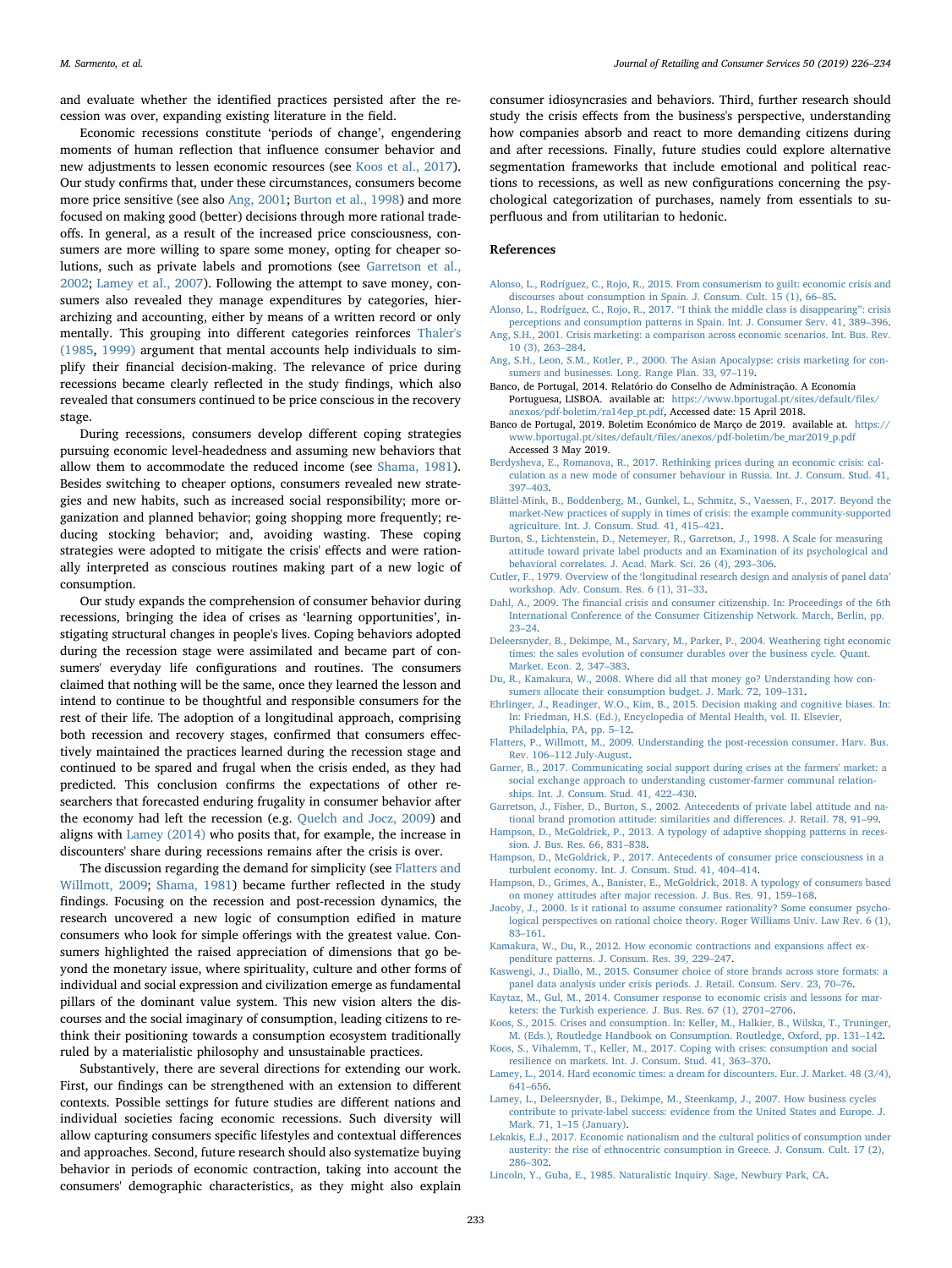and evaluate whether the identified practices persisted after the recession was over, expanding existing literature in the field.

Economic recessions constitute 'periods of change', engendering moments of human reflection that influence consumer behavior and new adjustments to lessen economic resources (see Koos et al., 2017). Our study confirms that, under these circumstances, consumers become more price sensitive (see also Ang, 2001; Burton et al., 1998) and more focused on making good (better) decisions through more rational trade-offs. In general, as a result of the increased price consciousness, consumers are more willing to spare some money, opting for cheaper solutions, such as private labels and promotions (see Garretson et al., 2002; Lamey et al., 2007). Following the attempt to save money, consumers also revealed they manage expenditures by categories, hierarchizing and accounting, either by means of a written record or only mentally. This grouping into different categories reinforces Thaler's (1985, 1999) argument that mental accounts help individuals to simplify their financial decision-making. The relevance of price during recessions became clearly reflected in the study findings, which also revealed that consumers continued to be price conscious in the recovery stage.

During recessions, consumers develop different coping strategies pursuing economic level-headedness and assuming new behaviors that allow them to accommodate the reduced income (see Shama, 1981). Besides switching to cheaper options, consumers revealed new strategies and new habits, such as increased social responsibility; more organization and planned behavior; going shopping more frequently; reducing stocking behavior; and, avoiding wasting. These coping strategies were adopted to mitigate the crisis' effects and were rationally interpreted as conscious routines making part of a new logic of consumption.

Our study expands the comprehension of consumer behavior during recessions, bringing the idea of crises as 'learning opportunities', instigating structural changes in people's lives. Coping behaviors adopted during the recession stage were assimilated and became part of consumers' everyday life configurations and routines. The consumers claimed that nothing will be the same, once they learned the lesson and intend to continue to be thoughtful and responsible consumers for the rest of their life. The adoption of a longitudinal approach, comprising both recession and recovery stages, confirmed that consumers effectively maintained the practices learned during the recession stage and continued to be spared and frugal when the crisis ended, as they had predicted. This conclusion confirms the expectations of other researchers that forecasted enduring frugality in consumer behavior after the economy had left the recession (e.g. Quelch and Jocz, 2009) and aligns with Lamey (2014) who posits that, for example, the increase in discounters' share during recessions remains after the crisis is over.

The discussion regarding the demand for simplicity (see Flatters and Willmott, 2009; Shama, 1981) became further reflected in the study findings. Focusing on the recession and post-recession dynamics, the research uncovered a new logic of consumption edified in mature consumers who look for simple offerings with the greatest value. Consumers highlighted the raised appreciation of dimensions that go beyond the monetary issue, where spirituality, culture and other forms of individual and social expression and civilization emerge as fundamental pillars of the dominant value system. This new vision alters the discourses and the social imaginary of consumption, leading citizens to rethink their positioning towards a consumption ecosystem traditionally ruled by a materialistic philosophy and unsustainable practices.

Substantively, there are several directions for extending our work. First, our findings can be strengthened with an extension to different contexts. Possible settings for future studies are different nations and individual societies facing economic recessions. Such diversity will allow capturing consumers specific lifestyles and contextual differences and approaches. Second, future research should also systematize buying behavior in periods of economic contraction, taking into account the consumers' demographic characteristics, as they might also explain consumer idiosyncrasies and behaviors. Third, further research should study the crisis effects from the business's perspective, understanding how companies absorb and react to more demanding citizens during and after recessions. Finally, future studies could explore alternative segmentation frameworks that include emotional and political reactions to recessions, as well as new configurations concerning the psychological categorization of purchases, namely from essentials to superfluous and from utilitarian to hedonic.

## References

Alonso, L., Rodríguez, C., Rojo, R., 2015. From consumerism to guilt: economic crisis and discourses about consumption in Spain. J. Consum. Cult. 15 (1), 66–85.

Alonso, L., Rodríguez, C., Rojo, R., 2017. "I think the middle class is disappearing": crisis perceptions and consumption patterns in Spain. Int. J. Consumer Serv. 41, 389–396.

Ang, S.H., 2001. Crisis marketing: a comparison across economic scenarios. Int. Bus. Rev. 10 (3), 263–284.

Ang, S.H., Leon, S.M., Kotler, P., 2000. The Asian Apocalypse: crisis marketing for consumers and businesses. Long. Range Plan. 33, 97–119.

Banco, de Portugal, 2014. Relatório do Conselho de Administração. A Economia Portuguesa, LISBOA. available at: https://www.bportugal.pt/sites/default/files/anexos/pdf-boletim/ra14ep_pt.pdf, Accessed date: 15 April 2018.

Banco de Portugal, 2019. Boletim Económico de Março de 2019. available at. https://www.bportugal.pt/sites/default/files/anexos/pdf-boletim/be_mar2019_p.pdf Accessed 3 May 2019.

Berdysheva, E., Romanova, R., 2017. Rethinking prices during an economic crisis: calculation as a new mode of consumer behaviour in Russia. Int. J. Consum. Stud. 41, 397–403.

Blättel-Mink, B., Boddenberg, M., Gunkel, L., Schmitz, S., Vaessen, F., 2017. Beyond the market-New practices of supply in times of crisis: the example community-supported agriculture. Int. J. Consum. Stud. 41, 415–421.

Burton, S., Lichtenstein, D., Netemeyer, R., Garretson, J., 1998. A Scale for measuring attitude toward private label products and an Examination of its psychological and behavioral correlates. J. Acad. Mark. Sci. 26 (4), 293–306.

Cutler, F., 1979. Overview of the 'longitudinal research design and analysis of panel data' workshop. Adv. Consum. Res. 6 (1), 31–33.

Dahl, A., 2009. The financial crisis and consumer citizenship. In: Proceedings of the 6th International Conference of the Consumer Citizenship Network. March, Berlin, pp. 23–24.

Deleersnyder, B., Dekimpe, M., Sarvary, M., Parker, P., 2004. Weathering tight economic times: the sales evolution of consumer durables over the business cycle. Quant. Market. Econ. 2, 347–383.

Du, R., Kamakura, W., 2008. Where did all that money go? Understanding how consumers allocate their consumption budget. J. Mark. 72, 109–131.

Ehrlinger, J., Readinger, W.O., Kim, B., 2015. Decision making and cognitive biases. In: In: Friedman, H.S. (Ed.), Encyclopedia of Mental Health, vol. II. Elsevier, Philadelphia, PA, pp. 5–12.

Flatters, P., Willmott, M., 2009. Understanding the post-recession consumer. Harv. Bus. Rev. 106–112 July-August.

Garner, B., 2017. Communicating social support during crises at the farmers' market: a social exchange approach to understanding customer-farmer communal relationships. Int. J. Consum. Stud. 41, 422–430.

Garretson, J., Fisher, D., Burton, S., 2002. Antecedents of private label attitude and national brand promotion attitude: similarities and differences. J. Retail. 78, 91–99.

Hampson, D., McGoldrick, P., 2013. A typology of adaptive shopping patterns in recession. J. Bus. Res. 66, 831–838.

Hampson, D., McGoldrick, P., 2017. Antecedents of consumer price consciousness in a turbulent economy. Int. J. Consum. Stud. 41, 404–414.

Hampson, D., Grimes, A., Banister, E., McGoldrick, 2018. A typology of consumers based on money attitudes after major recession. J. Bus. Res. 91, 159–168.

Jacoby, J., 2000. Is it rational to assume consumer rationality? Some consumer psychological perspectives on rational choice theory. Roger Williams Univ. Law Rev. 6 (1), 83–161.

Kamakura, W., Du, R., 2012. How economic contractions and expansions affect expenditure patterns. J. Consum. Res. 39, 229–247.

Kaswengi, J., Diallo, M., 2015. Consumer choice of store brands across store formats: a panel data analysis under crisis periods. J. Retail. Consum. Serv. 23, 70–76.

Kaytaz, M., Gul, M., 2014. Consumer response to economic crisis and lessons for marketers: the Turkish experience. J. Bus. Res. 67 (1), 2701–2706.

Koos, S., 2015. Crises and consumption. In: Keller, M., Halkier, B., Wilska, T., Truninger, M. (Eds.), Routledge Handbook on Consumption. Routledge, Oxford, pp. 131–142.

Koos, S., Vihalemm, T., Keller, M., 2017. Coping with crises: consumption and social resilience on markets. Int. J. Consum. Stud. 41, 363–370.

Lamey, L., 2014. Hard economic times: a dream for discounters. Eur. J. Market. 48 (3/4), 641–656.

Lamey, L., Deleersnyder, B., Dekimpe, M., Steenkamp, J., 2007. How business cycles contribute to private-label success: evidence from the United States and Europe. J. Mark. 71, 1–15 (January).

Lekakis, E.J., 2017. Economic nationalism and the cultural politics of consumption under austerity: the rise of ethnocentric consumption in Greece. J. Consum. Cult. 17 (2), 286–302.

Lincoln, Y., Guba, E., 1985. Naturalistic Inquiry. Sage, Newbury Park, CA.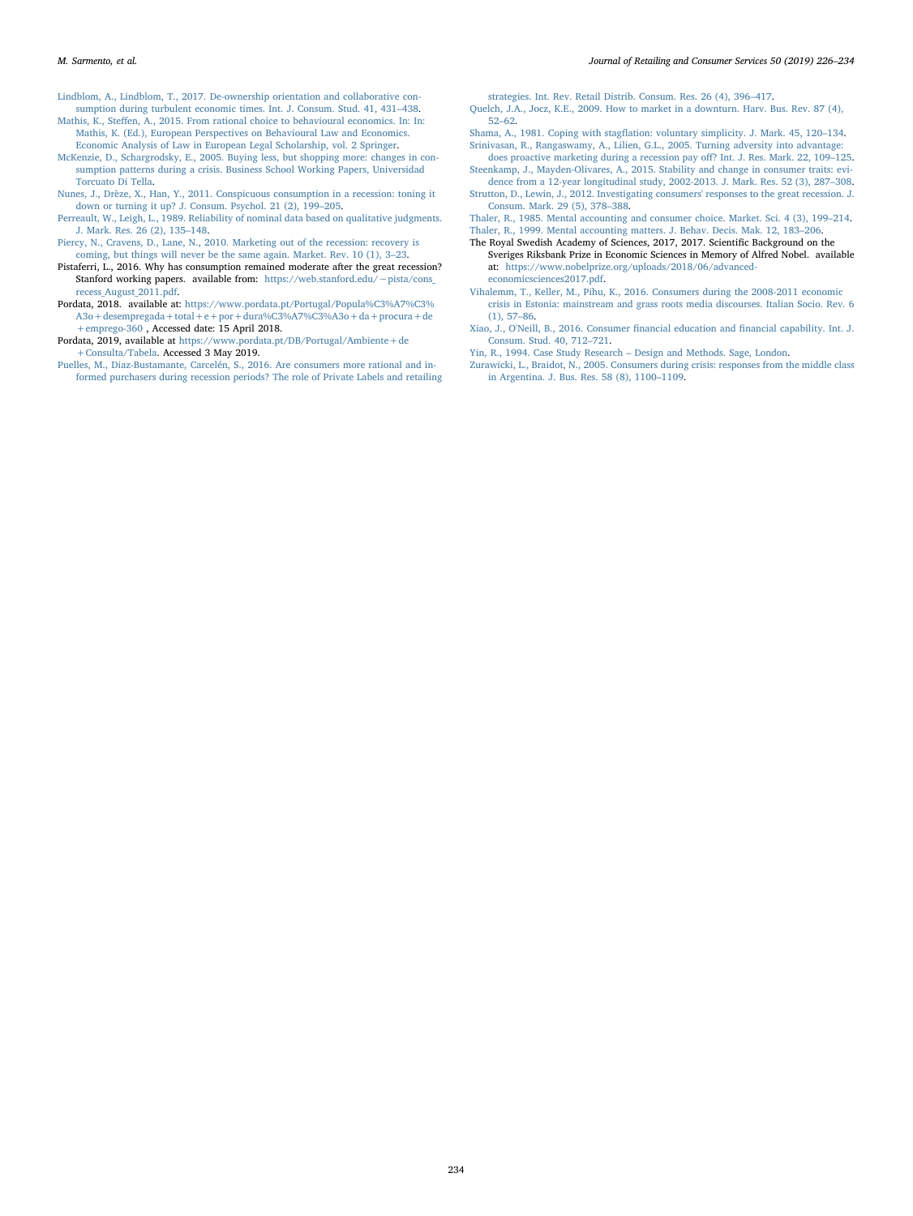Lindblom, A., Lindblom, T., 2017. De-ownership orientation and collaborative consumption during turbulent economic times. Int. J. Consum. Stud. 41, 431–438.

Mathis, K., Steffen, A., 2015. From rational choice to behavioural economics. In: In: Mathis, K. (Ed.), European Perspectives on Behavioural Law and Economics. Economic Analysis of Law in European Legal Scholarship, vol. 2 Springer.

McKenzie, D., Schargrodsky, E., 2005. Buying less, but shopping more: changes in consumption patterns during a crisis. Business School Working Papers, Universidad Torcuato Di Tella.

Nunes, J., Drèze, X., Han, Y., 2011. Conspicuous consumption in a recession: toning it down or turning it up? J. Consum. Psychol. 21 (2), 199–205.

Perreault, W., Leigh, L., 1989. Reliability of nominal data based on qualitative judgments. J. Mark. Res. 26 (2), 135–148.

Piercy, N., Cravens, D., Lane, N., 2010. Marketing out of the recession: recovery is coming, but things will never be the same again. Market. Rev. 10 (1), 3–23.

Pistaferri, L., 2016. Why has consumption remained moderate after the great recession? Stanford working papers. available from: https://web.stanford.edu/~pista/cons_recess_August_2011.pdf.

Pordata, 2018. available at: https://www.pordata.pt/Portugal/Popula%C3%A7%C3%A3o+desempregada+total+e+por+dura%C3%A7%C3%A3o+da+procura+de+emprego-360 , Accessed date: 15 April 2018.

Pordata, 2019, available at https://www.pordata.pt/DB/Portugal/Ambiente+de+Consulta/Tabela. Accessed 3 May 2019.

Puelles, M., Diaz-Bustamante, Carcelén, S., 2016. Are consumers more rational and informed purchasers during recession periods? The role of Private Labels and retailing strategies. Int. Rev. Retail Distrib. Consum. Res. 26 (4), 396–417.

Quelch, J.A., Jocz, K.E., 2009. How to market in a downturn. Harv. Bus. Rev. 87 (4), 52–62.

Shama, A., 1981. Coping with stagflation: voluntary simplicity. J. Mark. 45, 120–134.

Srinivasan, R., Rangaswamy, A., Lilien, G.L., 2005. Turning adversity into advantage: does proactive marketing during a recession pay off? Int. J. Res. Mark. 22, 109–125.

Steenkamp, J., Mayden-Olivares, A., 2015. Stability and change in consumer traits: evidence from a 12-year longitudinal study, 2002-2013. J. Mark. Res. 52 (3), 287–308.

Strutton, D., Lewin, J., 2012. Investigating consumers' responses to the great recession. J. Consum. Mark. 29 (5), 378–388.

Thaler, R., 1985. Mental accounting and consumer choice. Market. Sci. 4 (3), 199–214.

Thaler, R., 1999. Mental accounting matters. J. Behav. Decis. Mak. 12, 183–206.

The Royal Swedish Academy of Sciences, 2017, 2017. Scientific Background on the Sveriges Riksbank Prize in Economic Sciences in Memory of Alfred Nobel. available at: https://www.nobelprize.org/uploads/2018/06/advanced-economicsciences2017.pdf.

Vihalemm, T., Keller, M., Pihu, K., 2016. Consumers during the 2008-2011 economic crisis in Estonia: mainstream and grass roots media discourses. Italian Socio. Rev. 6 (1), 57–86.

Xiao, J., O'Neill, B., 2016. Consumer financial education and financial capability. Int. J. Consum. Stud. 40, 712–721.

Yin, R., 1994. Case Study Research – Design and Methods. Sage, London.

Zurawicki, L., Braidot, N., 2005. Consumers during crisis: responses from the middle class in Argentina. J. Bus. Res. 58 (8), 1100–1109.